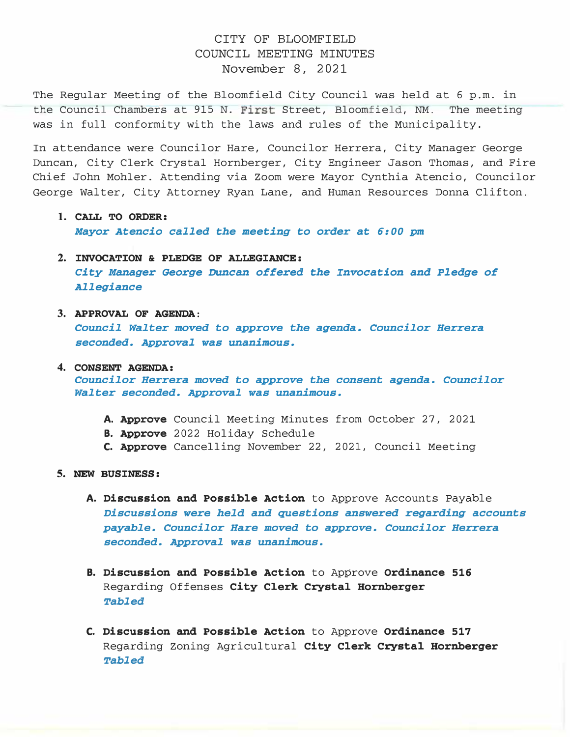# CITY OF BLOOMFIELD
## COUNCIL MEETING MINUTES
### November 8, 2021

The Regular Meeting of the Bloomfield City Council was held at 6 p.m. in the Council Chambers at 915 N. First Street, Bloomfield, NM. The meeting was in full conformity with the laws and rules of the Municipality.

In attendance were Councilor Hare, Councilor Herrera, City Manager George Duncan, City Clerk Crystal Hornberger, City Engineer Jason Thomas, and Fire Chief John Mohler. Attending via Zoom were Mayor Cynthia Atencio, Councilor George Walter, City Attorney Ryan Lane, and Human Resources Donna Clifton.

1. **CALL TO ORDER:**
   ***Mayor Atencio called the meeting to order at 6:00 pm***

2. **INVOCATION & PLEDGE OF ALLEGIANCE:**
   ***City Manager George Duncan offered the Invocation and Pledge of Allegiance***

3. **APPROVAL OF AGENDA:**
   ***Council Walter moved to approve the agenda. Councilor Herrera seconded. Approval was unanimous.***

4. **CONSENT AGENDA:**
   ***Councilor Herrera moved to approve the consent agenda. Councilor Walter seconded. Approval was unanimous.***

   A. **Approve** Council Meeting Minutes from October 27, 2021
   B. **Approve** 2022 Holiday Schedule
   C. **Approve** Cancelling November 22, 2021, Council Meeting

5. **NEW BUSINESS:**

   A. **Discussion and Possible Action** to Approve Accounts Payable
   ***Discussions were held and questions answered regarding accounts payable. Councilor Hare moved to approve. Councilor Herrera seconded. Approval was unanimous.***

   B. **Discussion and Possible Action** to Approve **Ordinance 516** Regarding Offenses **City Clerk Crystal Hornberger**
   ***Tabled***

   C. **Discussion and Possible Action** to Approve **Ordinance 517** Regarding Zoning Agricultural **City Clerk Crystal Hornberger**
   ***Tabled***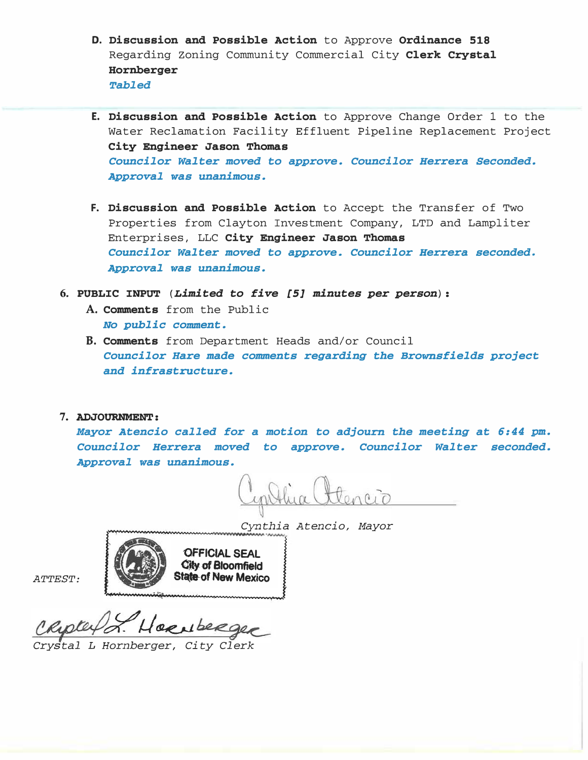D. **Discussion and Possible Action** to Approve **Ordinance 518** Regarding Zoning Community Commercial City **Clerk Crystal Hornberger**
***Tabled***

E. **Discussion and Possible Action** to Approve Change Order 1 to the Water Reclamation Facility Effluent Pipeline Replacement Project **City Engineer Jason Thomas**
***Councilor Walter moved to approve. Councilor Herrera Seconded. Approval was unanimous.***

F. **Discussion and Possible Action** to Accept the Transfer of Two Properties from Clayton Investment Company, LTD and Lampliter Enterprises, LLC **City Engineer Jason Thomas**
***Councilor Walter moved to approve. Councilor Herrera seconded. Approval was unanimous.***

6. **PUBLIC INPUT** (***Limited to five [5] minutes per person***)**:**
   A. **Comments** from the Public
   ***No public comment.***
   B. **Comments** from Department Heads and/or Council
   ***Councilor Hare made comments regarding the Brownsfields project and infrastructure.***

7. **ADJOURNMENT:**
***Mayor Atencio called for a motion to adjourn the meeting at 6:44 pm. Councilor Herrera moved to approve. Councilor Walter seconded. Approval was unanimous.***

*Cynthia Atencio, Mayor*

OFFICIAL SEAL
City of Bloomfield
State of New Mexico

*ATTEST:*

*Crystal L Hornberger, City Clerk*